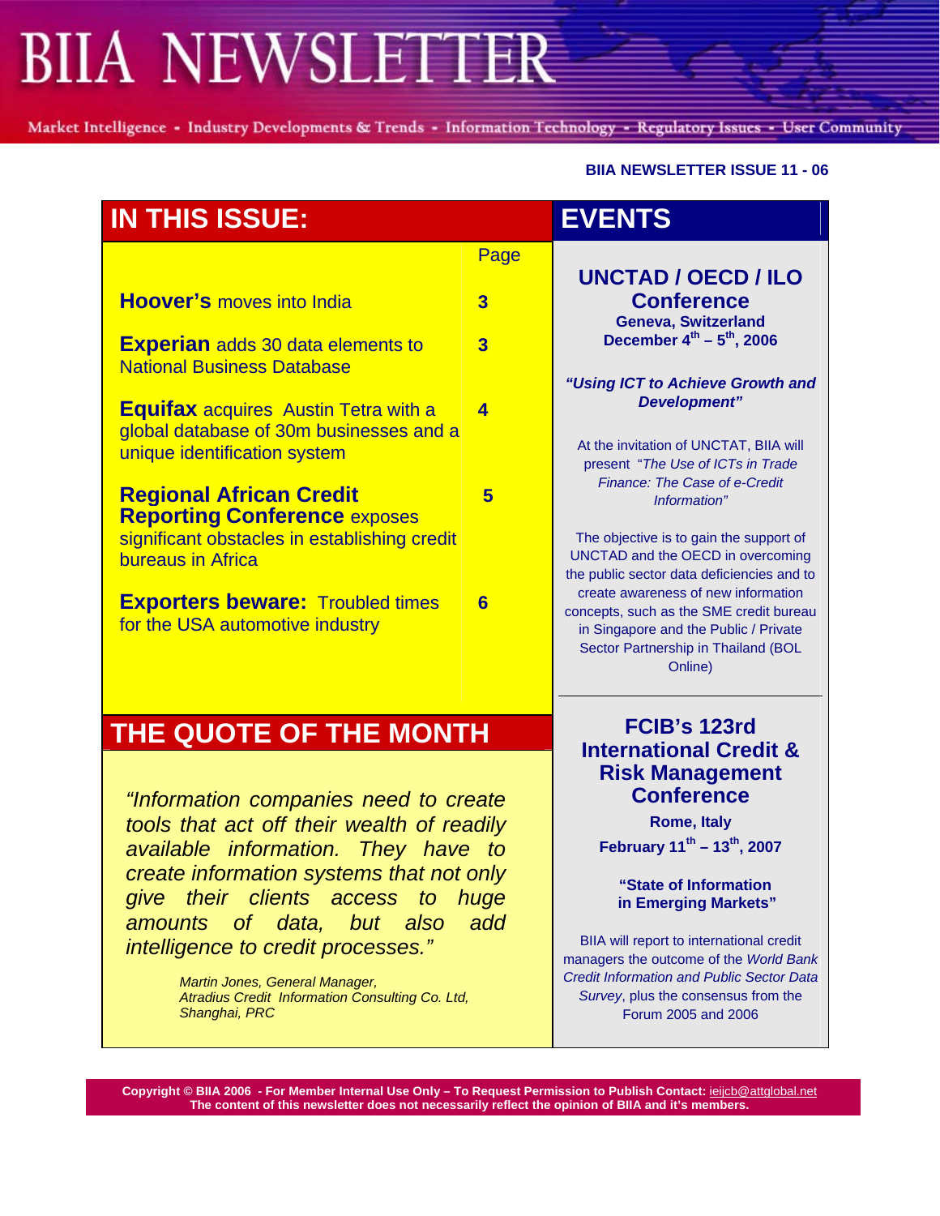# BIIA NEWSLETTER

Market Intelligence - Industry Developments & Trends - Information Technology - Regulatory Issues - User Community

**BIIA NEWSLETTER ISSUE 11 - 06**

## IN THIS ISSUE:

| | Page |
|---|---|
| **Hoover's** moves into India | 3 |
| **Experian** adds 30 data elements to National Business Database | 3 |
| **Equifax** acquires Austin Tetra with a global database of 30m businesses and a unique identification system | 4 |
| **Regional African Credit Reporting Conference** exposes significant obstacles in establishing credit bureaus in Africa | 5 |
| **Exporters beware:** Troubled times for the USA automotive industry | 6 |

## THE QUOTE OF THE MONTH

*"Information companies need to create tools that act off their wealth of readily available information. They have to create information systems that not only give their clients access to huge amounts of data, but also add intelligence to credit processes."*

*Martin Jones, General Manager,*
*Atradius Credit Information Consulting Co. Ltd,*
*Shanghai, PRC*

## EVENTS

### UNCTAD / OECD / ILO Conference

**Geneva, Switzerland**
**December 4th – 5th, 2006**

***"Using ICT to Achieve Growth and Development"***

At the invitation of UNCTAT, BIIA will present "*The Use of ICTs in Trade Finance: The Case of e-Credit Information"*

The objective is to gain the support of UNCTAD and the OECD in overcoming the public sector data deficiencies and to create awareness of new information concepts, such as the SME credit bureau in Singapore and the Public / Private Sector Partnership in Thailand (BOL Online)

### FCIB's 123rd International Credit & Risk Management Conference

**Rome, Italy**
**February 11th – 13th, 2007**

**"State of Information in Emerging Markets"**

BIIA will report to international credit managers the outcome of the *World Bank Credit Information and Public Sector Data Survey*, plus the consensus from the Forum 2005 and 2006

**Copyright © BIIA 2006 - For Member Internal Use Only – To Request Permission to Publish Contact: ieijcb@attglobal.net**
**The content of this newsletter does not necessarily reflect the opinion of BIIA and it's members.**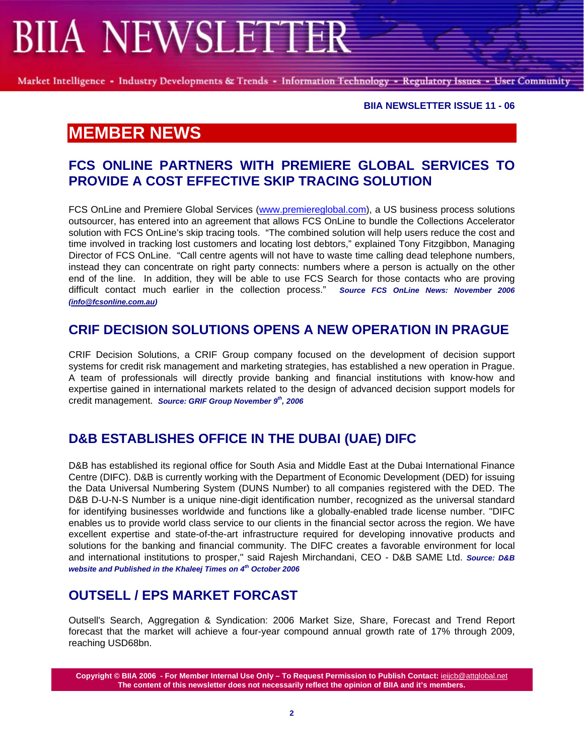BIIA NEWSLETTER ISSUE 11 - 06

# MEMBER NEWS

## FCS ONLINE PARTNERS WITH PREMIERE GLOBAL SERVICES TO PROVIDE A COST EFFECTIVE SKIP TRACING SOLUTION

FCS OnLine and Premiere Global Services (www.premiereglobal.com), a US business process solutions outsourcer, has entered into an agreement that allows FCS OnLine to bundle the Collections Accelerator solution with FCS OnLine's skip tracing tools. "The combined solution will help users reduce the cost and time involved in tracking lost customers and locating lost debtors," explained Tony Fitzgibbon, Managing Director of FCS OnLine. "Call centre agents will not have to waste time calling dead telephone numbers, instead they can concentrate on right party connects: numbers where a person is actually on the other end of the line. In addition, they will be able to use FCS Search for those contacts who are proving difficult contact much earlier in the collection process." ***Source FCS OnLine News: November 2006 (info@fcsonline.com.au)***

## CRIF DECISION SOLUTIONS OPENS A NEW OPERATION IN PRAGUE

CRIF Decision Solutions, a CRIF Group company focused on the development of decision support systems for credit risk management and marketing strategies, has established a new operation in Prague. A team of professionals will directly provide banking and financial institutions with know-how and expertise gained in international markets related to the design of advanced decision support models for credit management. ***Source: GRIF Group November 9th, 2006***

## D&B ESTABLISHES OFFICE IN THE DUBAI (UAE) DIFC

D&B has established its regional office for South Asia and Middle East at the Dubai International Finance Centre (DIFC). D&B is currently working with the Department of Economic Development (DED) for issuing the Data Universal Numbering System (DUNS Number) to all companies registered with the DED. The D&B D-U-N-S Number is a unique nine-digit identification number, recognized as the universal standard for identifying businesses worldwide and functions like a globally-enabled trade license number. "DIFC enables us to provide world class service to our clients in the financial sector across the region. We have excellent expertise and state-of-the-art infrastructure required for developing innovative products and solutions for the banking and financial community. The DIFC creates a favorable environment for local and international institutions to prosper," said Rajesh Mirchandani, CEO - D&B SAME Ltd. ***Source: D&B website and Published in the Khaleej Times on 4th October 2006***

## OUTSELL / EPS MARKET FORCAST

Outsell's Search, Aggregation & Syndication: 2006 Market Size, Share, Forecast and Trend Report forecast that the market will achieve a four-year compound annual growth rate of 17% through 2009, reaching USD68bn.

**Copyright © BIIA 2006 - For Member Internal Use Only – To Request Permission to Publish Contact: ieijcb@attglobal.net**
**The content of this newsletter does not necessarily reflect the opinion of BIIA and it's members.**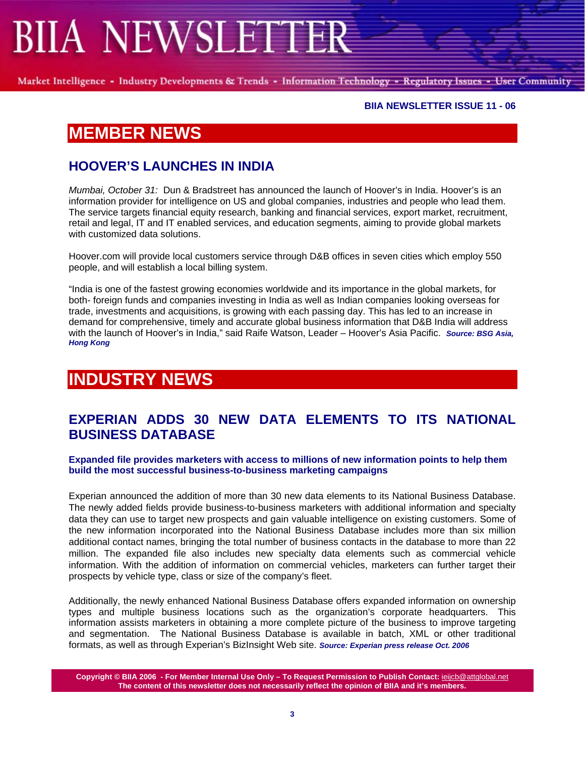## MEMBER NEWS

### HOOVER'S LAUNCHES IN INDIA

*Mumbai, October 31:* Dun & Bradstreet has announced the launch of Hoover's in India. Hoover's is an information provider for intelligence on US and global companies, industries and people who lead them. The service targets financial equity research, banking and financial services, export market, recruitment, retail and legal, IT and IT enabled services, and education segments, aiming to provide global markets with customized data solutions.

Hoover.com will provide local customers service through D&B offices in seven cities which employ 550 people, and will establish a local billing system.

"India is one of the fastest growing economies worldwide and its importance in the global markets, for both- foreign funds and companies investing in India as well as Indian companies looking overseas for trade, investments and acquisitions, is growing with each passing day. This has led to an increase in demand for comprehensive, timely and accurate global business information that D&B India will address with the launch of Hoover's in India," said Raife Watson, Leader – Hoover's Asia Pacific. ***Source: BSG Asia, Hong Kong***

## INDUSTRY NEWS

### EXPERIAN ADDS 30 NEW DATA ELEMENTS TO ITS NATIONAL BUSINESS DATABASE

**Expanded file provides marketers with access to millions of new information points to help them build the most successful business-to-business marketing campaigns**

Experian announced the addition of more than 30 new data elements to its National Business Database. The newly added fields provide business-to-business marketers with additional information and specialty data they can use to target new prospects and gain valuable intelligence on existing customers. Some of the new information incorporated into the National Business Database includes more than six million additional contact names, bringing the total number of business contacts in the database to more than 22 million. The expanded file also includes new specialty data elements such as commercial vehicle information. With the addition of information on commercial vehicles, marketers can further target their prospects by vehicle type, class or size of the company's fleet.

Additionally, the newly enhanced National Business Database offers expanded information on ownership types and multiple business locations such as the organization's corporate headquarters. This information assists marketers in obtaining a more complete picture of the business to improve targeting and segmentation. The National Business Database is available in batch, XML or other traditional formats, as well as through Experian's BizInsight Web site. ***Source: Experian press release Oct. 2006***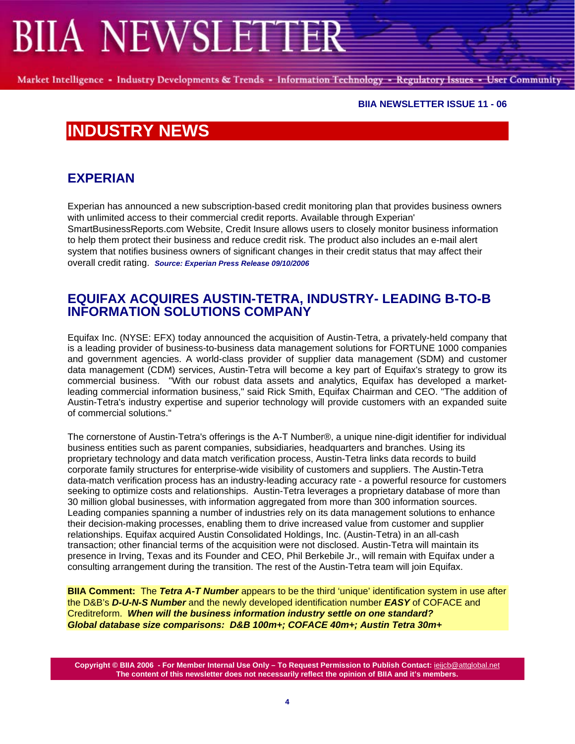# INDUSTRY NEWS

## EXPERIAN

Experian has announced a new subscription-based credit monitoring plan that provides business owners with unlimited access to their commercial credit reports. Available through Experian' SmartBusinessReports.com Website, Credit Insure allows users to closely monitor business information to help them protect their business and reduce credit risk. The product also includes an e-mail alert system that notifies business owners of significant changes in their credit status that may affect their overall credit rating. ***Source: Experian Press Release 09/10/2006***

## EQUIFAX ACQUIRES AUSTIN-TETRA, INDUSTRY- LEADING B-TO-B INFORMATION SOLUTIONS COMPANY

Equifax Inc. (NYSE: EFX) today announced the acquisition of Austin-Tetra, a privately-held company that is a leading provider of business-to-business data management solutions for FORTUNE 1000 companies and government agencies. A world-class provider of supplier data management (SDM) and customer data management (CDM) services, Austin-Tetra will become a key part of Equifax's strategy to grow its commercial business. "With our robust data assets and analytics, Equifax has developed a market-leading commercial information business," said Rick Smith, Equifax Chairman and CEO. "The addition of Austin-Tetra's industry expertise and superior technology will provide customers with an expanded suite of commercial solutions."

The cornerstone of Austin-Tetra's offerings is the A-T Number®, a unique nine-digit identifier for individual business entities such as parent companies, subsidiaries, headquarters and branches. Using its proprietary technology and data match verification process, Austin-Tetra links data records to build corporate family structures for enterprise-wide visibility of customers and suppliers. The Austin-Tetra data-match verification process has an industry-leading accuracy rate - a powerful resource for customers seeking to optimize costs and relationships. Austin-Tetra leverages a proprietary database of more than 30 million global businesses, with information aggregated from more than 300 information sources. Leading companies spanning a number of industries rely on its data management solutions to enhance their decision-making processes, enabling them to drive increased value from customer and supplier relationships. Equifax acquired Austin Consolidated Holdings, Inc. (Austin-Tetra) in an all-cash transaction; other financial terms of the acquisition were not disclosed. Austin-Tetra will maintain its presence in Irving, Texas and its Founder and CEO, Phil Berkebile Jr., will remain with Equifax under a consulting arrangement during the transition. The rest of the Austin-Tetra team will join Equifax.

**BIIA Comment:** The ***Tetra A-T Number*** appears to be the third 'unique' identification system in use after the D&B's ***D-U-N-S Number*** and the newly developed identification number ***EASY*** of COFACE and Creditreform. ***When will the business information industry settle on one standard?***
***Global database size comparisons: D&B 100m+; COFACE 40m+; Austin Tetra 30m+***

**Copyright © BIIA 2006 - For Member Internal Use Only – To Request Permission to Publish Contact:** ieijcb@attglobal.net
**The content of this newsletter does not necessarily reflect the opinion of BIIA and it's members.**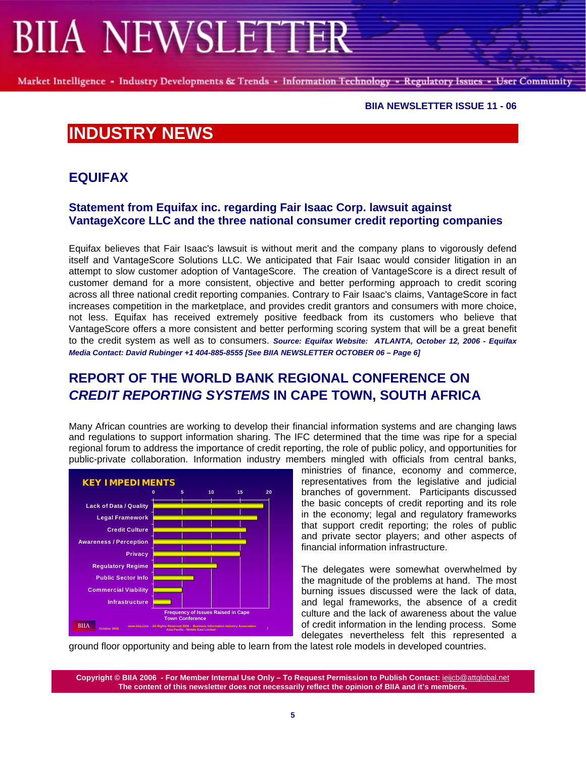BIIA NEWSLETTER ISSUE 11 - 06

# INDUSTRY NEWS

## EQUIFAX

### Statement from Equifax inc. regarding Fair Isaac Corp. lawsuit against VantageXcore LLC and the three national consumer credit reporting companies

Equifax believes that Fair Isaac's lawsuit is without merit and the company plans to vigorously defend itself and VantageScore Solutions LLC. We anticipated that Fair Isaac would consider litigation in an attempt to slow customer adoption of VantageScore. The creation of VantageScore is a direct result of customer demand for a more consistent, objective and better performing approach to credit scoring across all three national credit reporting companies. Contrary to Fair Isaac's claims, VantageScore in fact increases competition in the marketplace, and provides credit grantors and consumers with more choice, not less. Equifax has received extremely positive feedback from its customers who believe that VantageScore offers a more consistent and better performing scoring system that will be a great benefit to the credit system as well as to consumers. ***Source: Equifax Website: ATLANTA, October 12, 2006 - Equifax Media Contact: David Rubinger +1 404-885-8555 [See BIIA NEWSLETTER OCTOBER 06 – Page 6]***

## REPORT OF THE WORLD BANK REGIONAL CONFERENCE ON *CREDIT REPORTING SYSTEMS* IN CAPE TOWN, SOUTH AFRICA

Many African countries are working to develop their financial information systems and are changing laws and regulations to support information sharing. The IFC determined that the time was ripe for a special regional forum to address the importance of credit reporting, the role of public policy, and opportunities for public-private collaboration. Information industry members mingled with officials from central banks, ministries of finance, economy and commerce, representatives from the legislative and judicial branches of government. Participants discussed the basic concepts of credit reporting and its role in the economy; legal and regulatory frameworks that support credit reporting; the roles of public and private sector players; and other aspects of financial information infrastructure.

**KEY IMPEDIMENTS**

| Issue | Frequency (approx.) |
|---|---|
| Lack of Data / Quality | 19 |
| Legal Framework | 18 |
| Credit Culture | 16 |
| Awareness / Perception | 16 |
| Privacy | 15 |
| Regulatory Regime | 11 |
| Public Sector Info | 7 |
| Commercial Viability | 5 |
| Infrastructure | 3 |

Frequency of Issues Raised in Cape Town Conference

The delegates were somewhat overwhelmed by the magnitude of the problems at hand. The most burning issues discussed were the lack of data, and legal frameworks, the absence of a credit culture and the lack of awareness about the value of credit information in the lending process. Some delegates nevertheless felt this represented a ground floor opportunity and being able to learn from the latest role models in developed countries.

**Copyright © BIIA 2006 - For Member Internal Use Only – To Request Permission to Publish Contact: ieijcb@attglobal.net**
**The content of this newsletter does not necessarily reflect the opinion of BIIA and it's members.**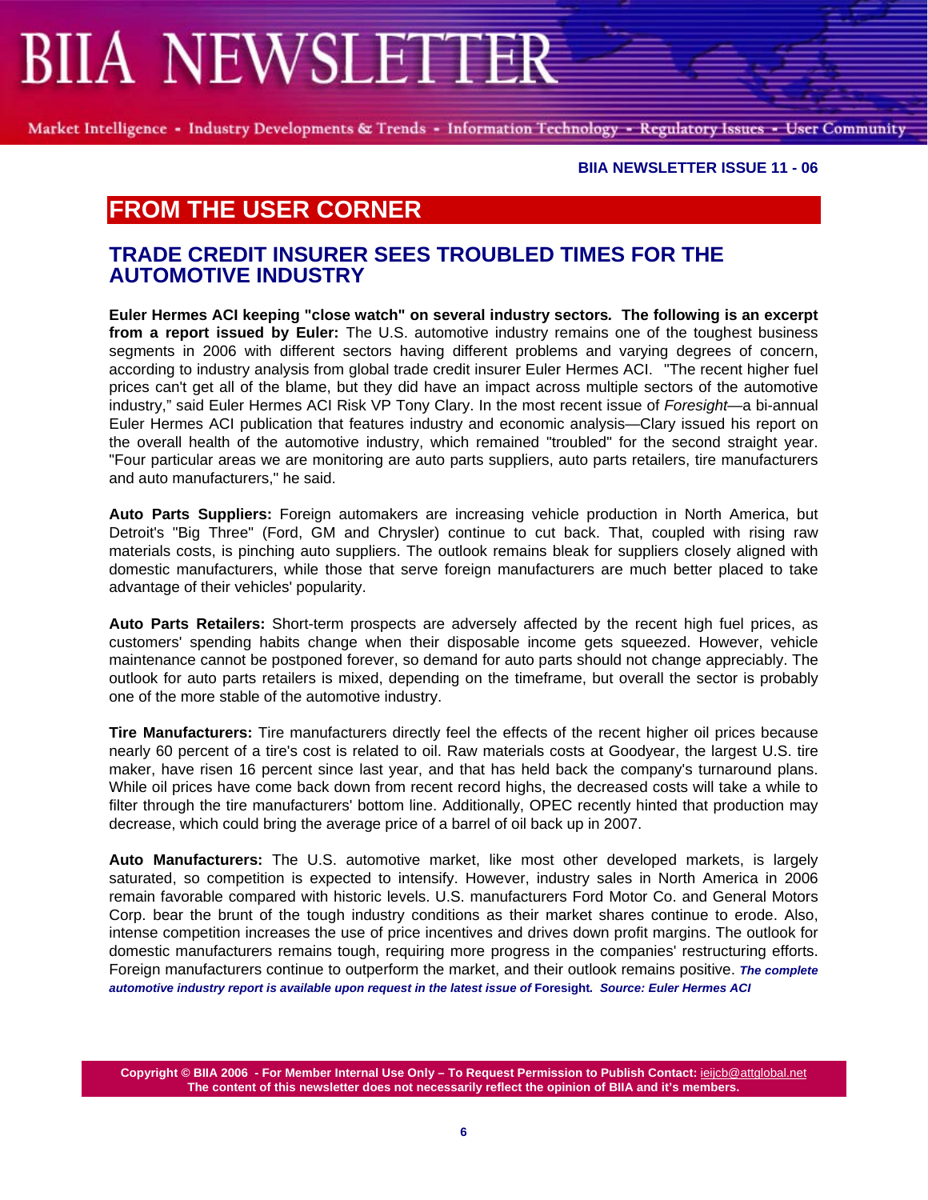## FROM THE USER CORNER

### TRADE CREDIT INSURER SEES TROUBLED TIMES FOR THE AUTOMOTIVE INDUSTRY

**Euler Hermes ACI keeping "close watch" on several industry sectors. The following is an excerpt from a report issued by Euler:** The U.S. automotive industry remains one of the toughest business segments in 2006 with different sectors having different problems and varying degrees of concern, according to industry analysis from global trade credit insurer Euler Hermes ACI. "The recent higher fuel prices can't get all of the blame, but they did have an impact across multiple sectors of the automotive industry," said Euler Hermes ACI Risk VP Tony Clary. In the most recent issue of *Foresight*—a bi-annual Euler Hermes ACI publication that features industry and economic analysis—Clary issued his report on the overall health of the automotive industry, which remained "troubled" for the second straight year. "Four particular areas we are monitoring are auto parts suppliers, auto parts retailers, tire manufacturers and auto manufacturers," he said.

**Auto Parts Suppliers:** Foreign automakers are increasing vehicle production in North America, but Detroit's "Big Three" (Ford, GM and Chrysler) continue to cut back. That, coupled with rising raw materials costs, is pinching auto suppliers. The outlook remains bleak for suppliers closely aligned with domestic manufacturers, while those that serve foreign manufacturers are much better placed to take advantage of their vehicles' popularity.

**Auto Parts Retailers:** Short-term prospects are adversely affected by the recent high fuel prices, as customers' spending habits change when their disposable income gets squeezed. However, vehicle maintenance cannot be postponed forever, so demand for auto parts should not change appreciably. The outlook for auto parts retailers is mixed, depending on the timeframe, but overall the sector is probably one of the more stable of the automotive industry.

**Tire Manufacturers:** Tire manufacturers directly feel the effects of the recent higher oil prices because nearly 60 percent of a tire's cost is related to oil. Raw materials costs at Goodyear, the largest U.S. tire maker, have risen 16 percent since last year, and that has held back the company's turnaround plans. While oil prices have come back down from recent record highs, the decreased costs will take a while to filter through the tire manufacturers' bottom line. Additionally, OPEC recently hinted that production may decrease, which could bring the average price of a barrel of oil back up in 2007.

**Auto Manufacturers:** The U.S. automotive market, like most other developed markets, is largely saturated, so competition is expected to intensify. However, industry sales in North America in 2006 remain favorable compared with historic levels. U.S. manufacturers Ford Motor Co. and General Motors Corp. bear the brunt of the tough industry conditions as their market shares continue to erode. Also, intense competition increases the use of price incentives and drives down profit margins. The outlook for domestic manufacturers remains tough, requiring more progress in the companies' restructuring efforts. Foreign manufacturers continue to outperform the market, and their outlook remains positive. ***The complete automotive industry report is available upon request in the latest issue of* Foresight*. Source: Euler Hermes ACI***

**Copyright © BIIA 2006 - For Member Internal Use Only – To Request Permission to Publish Contact: ieijcb@attglobal.net**
**The content of this newsletter does not necessarily reflect the opinion of BIIA and it's members.**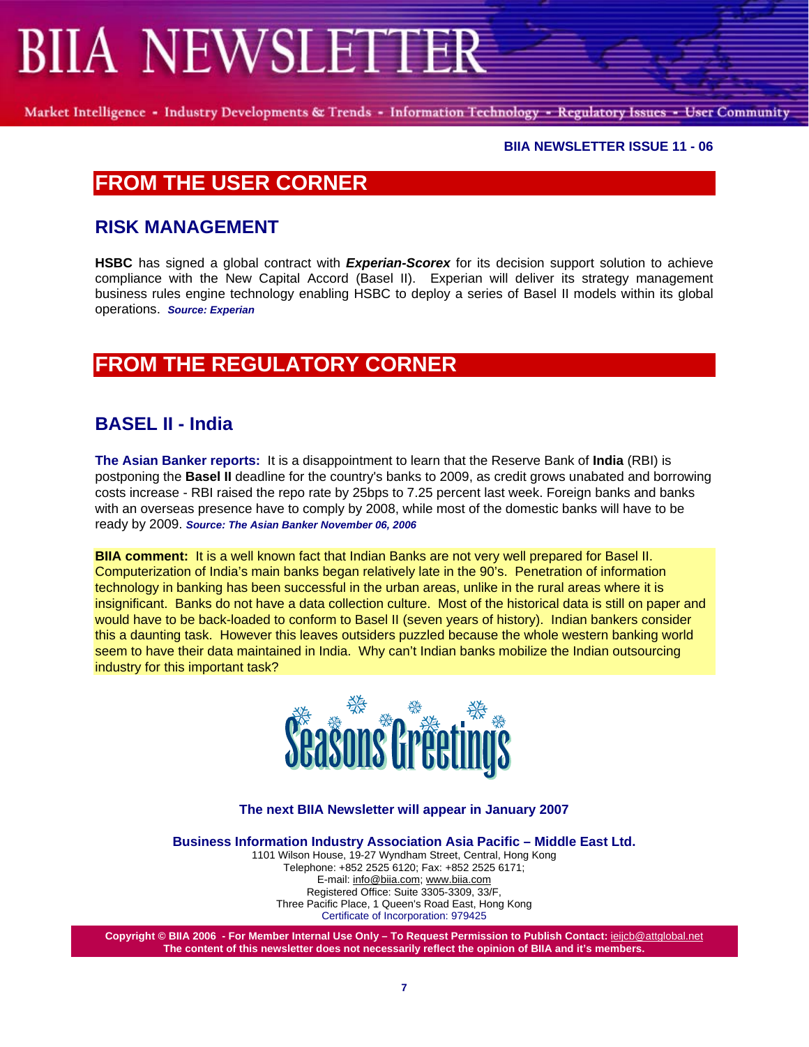**BIIA NEWSLETTER ISSUE 11 - 06**

# FROM THE USER CORNER

## RISK MANAGEMENT

**HSBC** has signed a global contract with ***Experian-Scorex*** for its decision support solution to achieve compliance with the New Capital Accord (Basel II). Experian will deliver its strategy management business rules engine technology enabling HSBC to deploy a series of Basel II models within its global operations. ***Source: Experian***

# FROM THE REGULATORY CORNER

## BASEL II - India

**The Asian Banker reports:** It is a disappointment to learn that the Reserve Bank of **India** (RBI) is postponing the **Basel II** deadline for the country's banks to 2009, as credit grows unabated and borrowing costs increase - RBI raised the repo rate by 25bps to 7.25 percent last week. Foreign banks and banks with an overseas presence have to comply by 2008, while most of the domestic banks will have to be ready by 2009. ***Source: The Asian Banker November 06, 2006***

**BIIA comment:** It is a well known fact that Indian Banks are not very well prepared for Basel II. Computerization of India's main banks began relatively late in the 90's. Penetration of information technology in banking has been successful in the urban areas, unlike in the rural areas where it is insignificant. Banks do not have a data collection culture. Most of the historical data is still on paper and would have to be back-loaded to conform to Basel II (seven years of history). Indian bankers consider this a daunting task. However this leaves outsiders puzzled because the whole western banking world seem to have their data maintained in India. Why can't Indian banks mobilize the Indian outsourcing industry for this important task?

Seasons Greetings

**The next BIIA Newsletter will appear in January 2007**

**Business Information Industry Association Asia Pacific – Middle East Ltd.**
1101 Wilson House, 19-27 Wyndham Street, Central, Hong Kong
Telephone: +852 2525 6120; Fax: +852 2525 6171;
E-mail: info@biia.com; www.biia.com
Registered Office: Suite 3305-3309, 33/F,
Three Pacific Place, 1 Queen's Road East, Hong Kong
Certificate of Incorporation: 979425

**Copyright © BIIA 2006 - For Member Internal Use Only – To Request Permission to Publish Contact:** ieijcb@attglobal.net
**The content of this newsletter does not necessarily reflect the opinion of BIIA and it's members.**